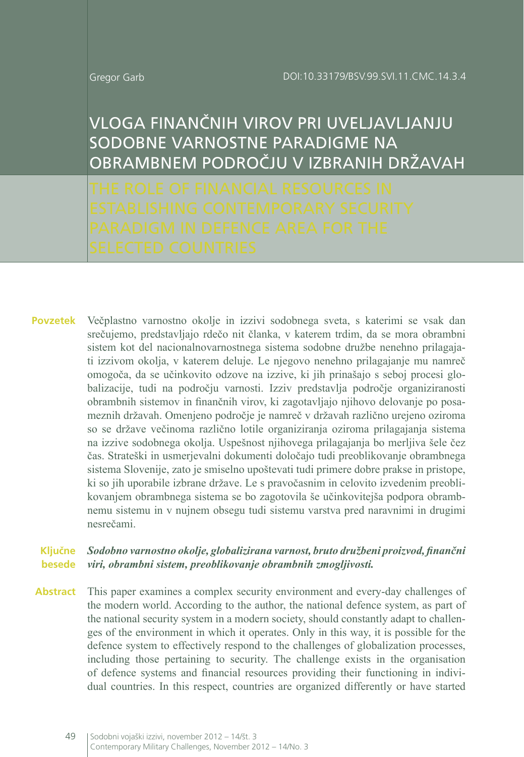Gregor Garb

DOI:10.33179/BSV.99.SVI.11.CMC.14.3.4

# VLOGA FINANČNIH VIROV PRI UVELJAVLJANJU SODOBNE VARNOSTNE PARADIGME NA OBRAMBNEM PODROČJU V IZBRANIH DRŽAVAH

# THE ROLE OF FINANCIAL RESOURCES IN ESTABLISHING CONTEMPORARY SECURITY PARADIGM IN DEFENCE AREA FOR THE SELECTED COUNTRIES

**Povzetek** Večplastno varnostno okolje in izzivi sodobnega sveta, s katerimi se vsak dan srečujemo, predstavljajo rdečo nit članka, v katerem trdim, da se mora obrambni sistem kot del nacionalnovarnostnega sistema sodobne družbe nenehno prilagajati izzivom okolja, v katerem deluje. Le njegovo nenehno prilagajanje mu namreč omogoča, da se učinkovito odzove na izzive, ki jih prinašajo s seboj procesi globalizacije, tudi na področju varnosti. Izziv predstavlja področje organiziranosti obrambnih sistemov in finančnih virov, ki zagotavljajo njihovo delovanje po posameznih državah. Omenjeno področje je namreč v državah različno urejeno oziroma so se države večinoma različno lotile organiziranja oziroma prilagajanja sistema na izzive sodobnega okolja. Uspešnost njihovega prilagajanja bo merljiva šele čez čas. Strateški in usmerjevalni dokumenti določajo tudi preoblikovanje obrambnega sistema Slovenije, zato je smiselno upoštevati tudi primere dobre prakse in pristope, ki so jih uporabile izbrane države. Le s pravočasnim in celovito izvedenim preoblikovanjem obrambnega sistema se bo zagotovila še učinkovitejša podpora obrambnemu sistemu in v nujnem obsegu tudi sistemu varstva pred naravnimi in drugimi nesrečami.

**Ključne besede** ***Sodobno varnostno okolje, globalizirana varnost, bruto družbeni proizvod, finančni viri, obrambni sistem, preoblikovanje obrambnih zmogljivosti.***

**Abstract** This paper examines a complex security environment and every-day challenges of the modern world. According to the author, the national defence system, as part of the national security system in a modern society, should constantly adapt to challenges of the environment in which it operates. Only in this way, it is possible for the defence system to effectively respond to the challenges of globalization processes, including those pertaining to security. The challenge exists in the organisation of defence systems and financial resources providing their functioning in individual countries. In this respect, countries are organized differently or have started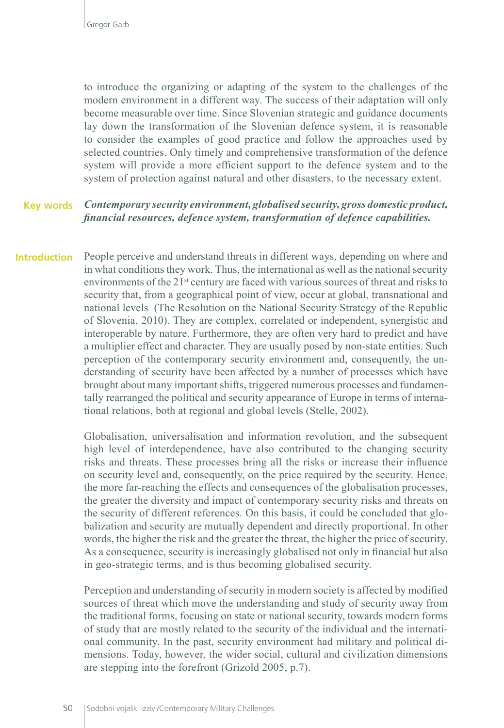to introduce the organizing or adapting of the system to the challenges of the modern environment in a different way. The success of their adaptation will only become measurable over time. Since Slovenian strategic and guidance documents lay down the transformation of the Slovenian defence system, it is reasonable to consider the examples of good practice and follow the approaches used by selected countries. Only timely and comprehensive transformation of the defence system will provide a more efficient support to the defence system and to the system of protection against natural and other disasters, to the necessary extent.

**Key words** ***Contemporary security environment, globalised security, gross domestic product, financial resources, defence system, transformation of defence capabilities.***

## Introduction

People perceive and understand threats in different ways, depending on where and in what conditions they work. Thus, the international as well as the national security environments of the 21st century are faced with various sources of threat and risks to security that, from a geographical point of view, occur at global, transnational and national levels (The Resolution on the National Security Strategy of the Republic of Slovenia, 2010). They are complex, correlated or independent, synergistic and interoperable by nature. Furthermore, they are often very hard to predict and have a multiplier effect and character. They are usually posed by non-state entities. Such perception of the contemporary security environment and, consequently, the understanding of security have been affected by a number of processes which have brought about many important shifts, triggered numerous processes and fundamentally rearranged the political and security appearance of Europe in terms of international relations, both at regional and global levels (Stelle, 2002).

Globalisation, universalisation and information revolution, and the subsequent high level of interdependence, have also contributed to the changing security risks and threats. These processes bring all the risks or increase their influence on security level and, consequently, on the price required by the security. Hence, the more far-reaching the effects and consequences of the globalisation processes, the greater the diversity and impact of contemporary security risks and threats on the security of different references. On this basis, it could be concluded that globalization and security are mutually dependent and directly proportional. In other words, the higher the risk and the greater the threat, the higher the price of security. As a consequence, security is increasingly globalised not only in financial but also in geo-strategic terms, and is thus becoming globalised security.

Perception and understanding of security in modern society is affected by modified sources of threat which move the understanding and study of security away from the traditional forms, focusing on state or national security, towards modern forms of study that are mostly related to the security of the individual and the international community. In the past, security environment had military and political dimensions. Today, however, the wider social, cultural and civilization dimensions are stepping into the forefront (Grizold 2005, p.7).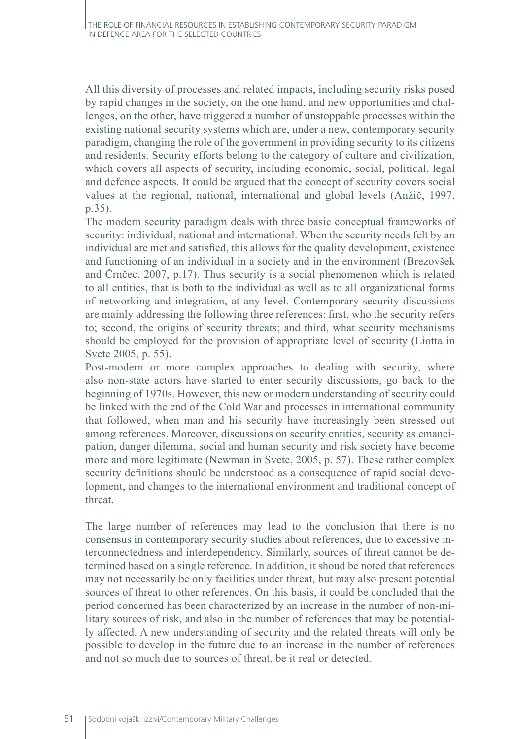All this diversity of processes and related impacts, including security risks posed by rapid changes in the society, on the one hand, and new opportunities and challenges, on the other, have triggered a number of unstoppable processes within the existing national security systems which are, under a new, contemporary security paradigm, changing the role of the government in providing security to its citizens and residents. Security efforts belong to the category of culture and civilization, which covers all aspects of security, including economic, social, political, legal and defence aspects. It could be argued that the concept of security covers social values at the regional, national, international and global levels (Anžič, 1997, p.35).

The modern security paradigm deals with three basic conceptual frameworks of security: individual, national and international. When the security needs felt by an individual are met and satisfied, this allows for the quality development, existence and functioning of an individual in a society and in the environment (Brezovšek and Črnčec, 2007, p.17). Thus security is a social phenomenon which is related to all entities, that is both to the individual as well as to all organizational forms of networking and integration, at any level. Contemporary security discussions are mainly addressing the following three references: first, who the security refers to; second, the origins of security threats; and third, what security mechanisms should be employed for the provision of appropriate level of security (Liotta in Svete 2005, p. 55).

Post-modern or more complex approaches to dealing with security, where also non-state actors have started to enter security discussions, go back to the beginning of 1970s. However, this new or modern understanding of security could be linked with the end of the Cold War and processes in international community that followed, when man and his security have increasingly been stressed out among references. Moreover, discussions on security entities, security as emancipation, danger dilemma, social and human security and risk society have become more and more legitimate (Newman in Svete, 2005, p. 57). These rather complex security definitions should be understood as a consequence of rapid social development, and changes to the international environment and traditional concept of threat.

The large number of references may lead to the conclusion that there is no consensus in contemporary security studies about references, due to excessive interconnectedness and interdependency. Similarly, sources of threat cannot be determined based on a single reference. In addition, it shoud be noted that references may not necessarily be only facilities under threat, but may also present potential sources of threat to other references. On this basis, it could be concluded that the period concerned has been characterized by an increase in the number of non-military sources of risk, and also in the number of references that may be potentially affected. A new understanding of security and the related threats will only be possible to develop in the future due to an increase in the number of references and not so much due to sources of threat, be it real or detected.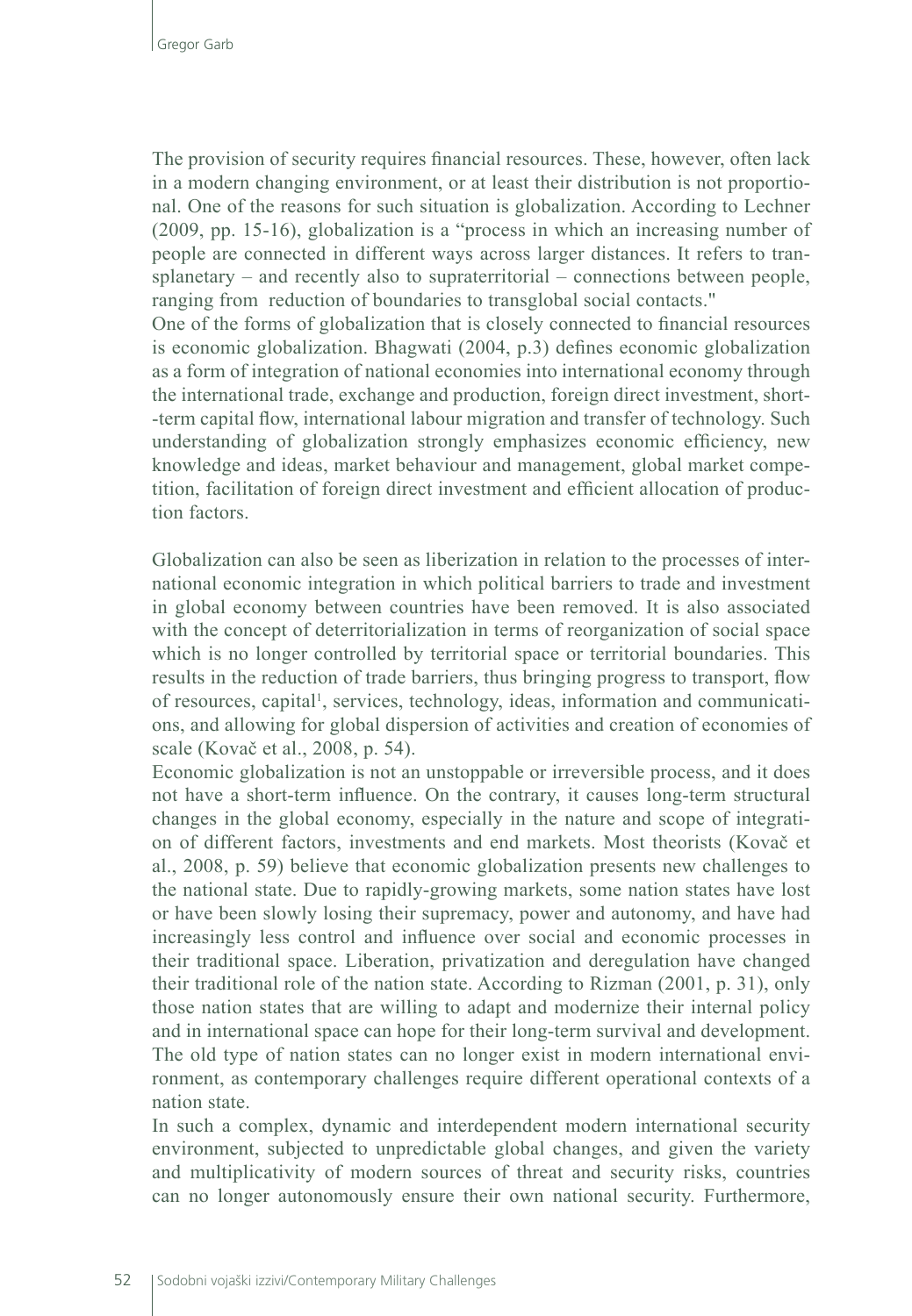The provision of security requires financial resources. These, however, often lack in a modern changing environment, or at least their distribution is not proportional. One of the reasons for such situation is globalization. According to Lechner (2009, pp. 15-16), globalization is a "process in which an increasing number of people are connected in different ways across larger distances. It refers to transplanetary – and recently also to supraterritorial – connections between people, ranging from reduction of boundaries to transglobal social contacts."

One of the forms of globalization that is closely connected to financial resources is economic globalization. Bhagwati (2004, p.3) defines economic globalization as a form of integration of national economies into international economy through the international trade, exchange and production, foreign direct investment, short-term capital flow, international labour migration and transfer of technology. Such understanding of globalization strongly emphasizes economic efficiency, new knowledge and ideas, market behaviour and management, global market competition, facilitation of foreign direct investment and efficient allocation of production factors.

Globalization can also be seen as liberization in relation to the processes of international economic integration in which political barriers to trade and investment in global economy between countries have been removed. It is also associated with the concept of deterritorialization in terms of reorganization of social space which is no longer controlled by territorial space or territorial boundaries. This results in the reduction of trade barriers, thus bringing progress to transport, flow of resources, capital[1], services, technology, ideas, information and communications, and allowing for global dispersion of activities and creation of economies of scale (Kovač et al., 2008, p. 54).

Economic globalization is not an unstoppable or irreversible process, and it does not have a short-term influence. On the contrary, it causes long-term structural changes in the global economy, especially in the nature and scope of integration of different factors, investments and end markets. Most theorists (Kovač et al., 2008, p. 59) believe that economic globalization presents new challenges to the national state. Due to rapidly-growing markets, some nation states have lost or have been slowly losing their supremacy, power and autonomy, and have had increasingly less control and influence over social and economic processes in their traditional space. Liberation, privatization and deregulation have changed their traditional role of the nation state. According to Rizman (2001, p. 31), only those nation states that are willing to adapt and modernize their internal policy and in international space can hope for their long-term survival and development. The old type of nation states can no longer exist in modern international environment, as contemporary challenges require different operational contexts of a nation state.

In such a complex, dynamic and interdependent modern international security environment, subjected to unpredictable global changes, and given the variety and multiplicativity of modern sources of threat and security risks, countries can no longer autonomously ensure their own national security. Furthermore,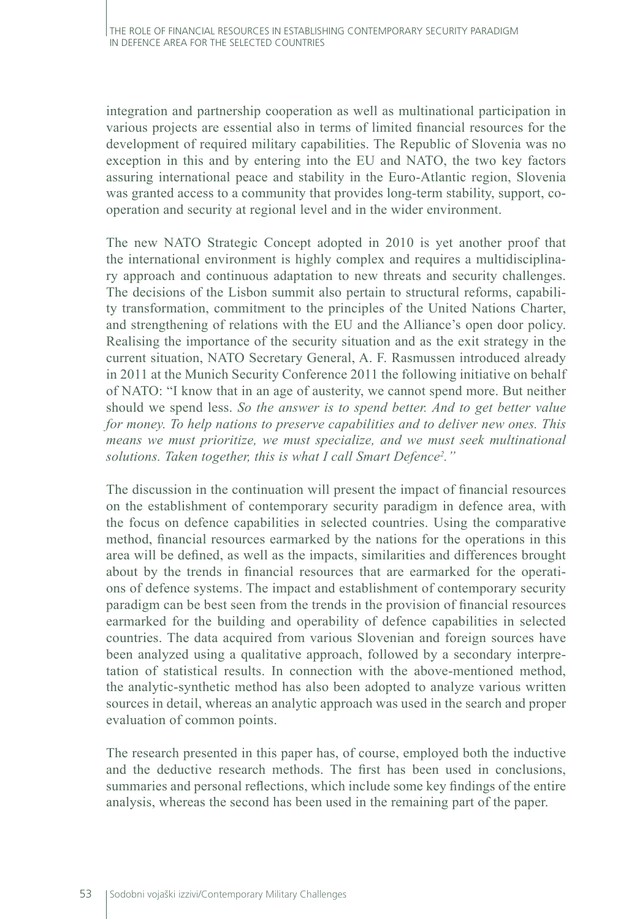integration and partnership cooperation as well as multinational participation in various projects are essential also in terms of limited financial resources for the development of required military capabilities. The Republic of Slovenia was no exception in this and by entering into the EU and NATO, the two key factors assuring international peace and stability in the Euro-Atlantic region, Slovenia was granted access to a community that provides long-term stability, support, co-operation and security at regional level and in the wider environment.

The new NATO Strategic Concept adopted in 2010 is yet another proof that the international environment is highly complex and requires a multidisciplinary approach and continuous adaptation to new threats and security challenges. The decisions of the Lisbon summit also pertain to structural reforms, capability transformation, commitment to the principles of the United Nations Charter, and strengthening of relations with the EU and the Alliance's open door policy. Realising the importance of the security situation and as the exit strategy in the current situation, NATO Secretary General, A. F. Rasmussen introduced already in 2011 at the Munich Security Conference 2011 the following initiative on behalf of NATO: "I know that in an age of austerity, we cannot spend more. But neither should we spend less. *So the answer is to spend better. And to get better value for money. To help nations to preserve capabilities and to deliver new ones. This means we must prioritize, we must specialize, and we must seek multinational solutions. Taken together, this is what I call Smart Defence[2]."*

The discussion in the continuation will present the impact of financial resources on the establishment of contemporary security paradigm in defence area, with the focus on defence capabilities in selected countries. Using the comparative method, financial resources earmarked by the nations for the operations in this area will be defined, as well as the impacts, similarities and differences brought about by the trends in financial resources that are earmarked for the operations of defence systems. The impact and establishment of contemporary security paradigm can be best seen from the trends in the provision of financial resources earmarked for the building and operability of defence capabilities in selected countries. The data acquired from various Slovenian and foreign sources have been analyzed using a qualitative approach, followed by a secondary interpretation of statistical results. In connection with the above-mentioned method, the analytic-synthetic method has also been adopted to analyze various written sources in detail, whereas an analytic approach was used in the search and proper evaluation of common points.

The research presented in this paper has, of course, employed both the inductive and the deductive research methods. The first has been used in conclusions, summaries and personal reflections, which include some key findings of the entire analysis, whereas the second has been used in the remaining part of the paper.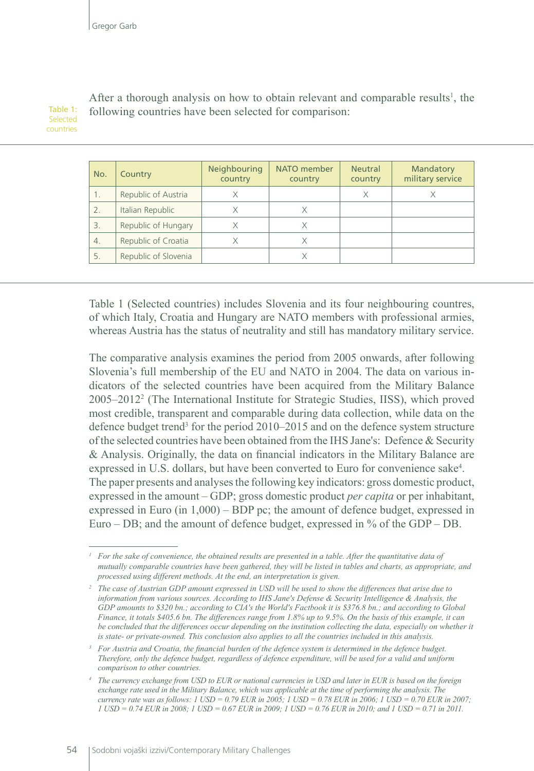After a thorough analysis on how to obtain relevant and comparable results[1], the following countries have been selected for comparison:

Table 1: Selected countries

| No. | Country | Neighbouring country | NATO member country | Neutral country | Mandatory military service |
|---|---|---|---|---|---|
| 1. | Republic of Austria | X | | X | X |
| 2. | Italian Republic | X | X | | |
| 3. | Republic of Hungary | X | X | | |
| 4. | Republic of Croatia | X | X | | |
| 5. | Republic of Slovenia | | X | | |

Table 1 (Selected countries) includes Slovenia and its four neighbouring countres, of which Italy, Croatia and Hungary are NATO members with professional armies, whereas Austria has the status of neutrality and still has mandatory military service.

The comparative analysis examines the period from 2005 onwards, after following Slovenia's full membership of the EU and NATO in 2004. The data on various indicators of the selected countries have been acquired from the Military Balance 2005–2012[2] (The International Institute for Strategic Studies, IISS), which proved most credible, transparent and comparable during data collection, while data on the defence budget trend[3] for the period 2010–2015 and on the defence system structure of the selected countries have been obtained from the IHS Jane's: Defence & Security & Analysis. Originally, the data on financial indicators in the Military Balance are expressed in U.S. dollars, but have been converted to Euro for convenience sake[4]. The paper presents and analyses the following key indicators: gross domestic product, expressed in the amount – GDP; gross domestic product *per capita* or per inhabitant, expressed in Euro (in 1,000) – BDP pc; the amount of defence budget, expressed in Euro – DB; and the amount of defence budget, expressed in % of the GDP – DB.

---

[1] *For the sake of convenience, the obtained results are presented in a table. After the quantitative data of mutually comparable countries have been gathered, they will be listed in tables and charts, as appropriate, and processed using different methods. At the end, an interpretation is given.*

[2] *The case of Austrian GDP amount expressed in USD will be used to show the differences that arise due to information from various sources. According to IHS Jane's Defense & Security Intelligence & Analysis, the GDP amounts to $320 bn.; according to CIA's the World's Factbook it is $376.8 bn.; and according to Global Finance, it totals $405.6 bn. The differences range from 1.8% up to 9.5%. On the basis of this example, it can be concluded that the differences occur depending on the institution collecting the data, especially on whether it is state- or private-owned. This conclusion also applies to all the countries included in this analysis.*

[3] *For Austria and Croatia, the financial burden of the defence system is determined in the defence budget. Therefore, only the defence budget, regardless of defence expenditure, will be used for a valid and uniform comparison to other countries.*

[4] *The currency exchange from USD to EUR or national currencies in USD and later in EUR is based on the foreign exchange rate used in the Military Balance, which was applicable at the time of performing the analysis. The currency rate was as follows: 1 USD = 0.79 EUR in 2005; 1 USD = 0.78 EUR in 2006; 1 USD = 0.70 EUR in 2007; 1 USD = 0.74 EUR in 2008; 1 USD = 0.67 EUR in 2009; 1 USD = 0.76 EUR in 2010; and 1 USD = 0.71 in 2011.*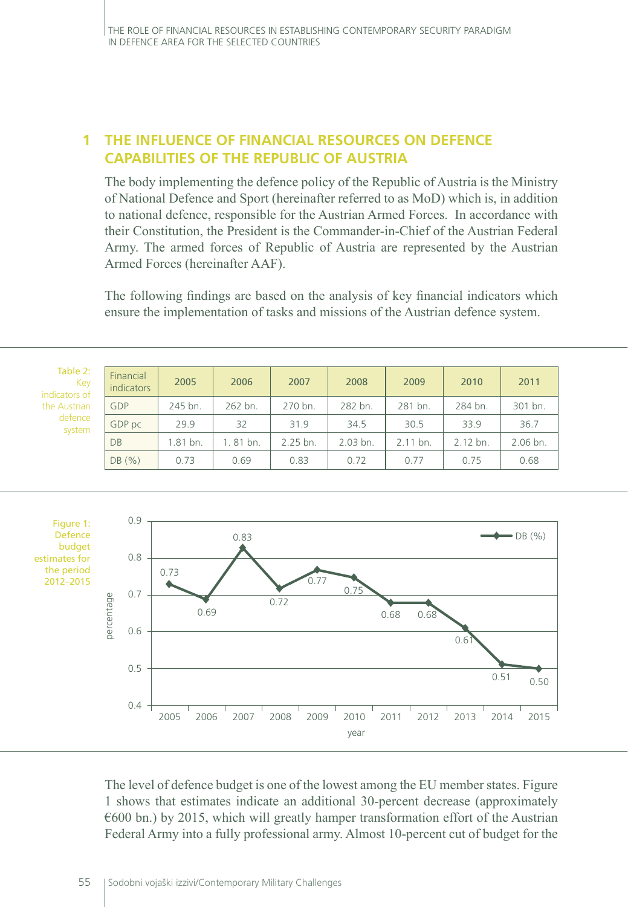## 1 THE INFLUENCE OF FINANCIAL RESOURCES ON DEFENCE CAPABILITIES OF THE REPUBLIC OF AUSTRIA

The body implementing the defence policy of the Republic of Austria is the Ministry of National Defence and Sport (hereinafter referred to as MoD) which is, in addition to national defence, responsible for the Austrian Armed Forces. In accordance with their Constitution, the President is the Commander-in-Chief of the Austrian Federal Army. The armed forces of Republic of Austria are represented by the Austrian Armed Forces (hereinafter AAF).

The following findings are based on the analysis of key financial indicators which ensure the implementation of tasks and missions of the Austrian defence system.

Table 2: Key indicators of the Austrian defence system

| Financial indicators | 2005 | 2006 | 2007 | 2008 | 2009 | 2010 | 2011 |
|---|---|---|---|---|---|---|---|
| GDP | 245 bn. | 262 bn. | 270 bn. | 282 bn. | 281 bn. | 284 bn. | 301 bn. |
| GDP pc | 29.9 | 32 | 31.9 | 34.5 | 30.5 | 33.9 | 36.7 |
| DB | 1.81 bn. | 1. 81 bn. | 2.25 bn. | 2.03 bn. | 2.11 bn. | 2.12 bn. | 2.06 bn. |
| DB (%) | 0.73 | 0.69 | 0.83 | 0.72 | 0.77 | 0.75 | 0.68 |

Figure 1: Defence budget estimates for the period 2012–2015

| year | 2005 | 2006 | 2007 | 2008 | 2009 | 2010 | 2011 | 2012 | 2013 | 2014 | 2015 |
|---|---|---|---|---|---|---|---|---|---|---|---|
| DB (%) | 0.73 | 0.69 | 0.83 | 0.72 | 0.77 | 0.75 | 0.68 | 0.68 | 0.61 | 0.51 | 0.50 |

The level of defence budget is one of the lowest among the EU member states. Figure 1 shows that estimates indicate an additional 30-percent decrease (approximately €600 bn.) by 2015, which will greatly hamper transformation effort of the Austrian Federal Army into a fully professional army. Almost 10-percent cut of budget for the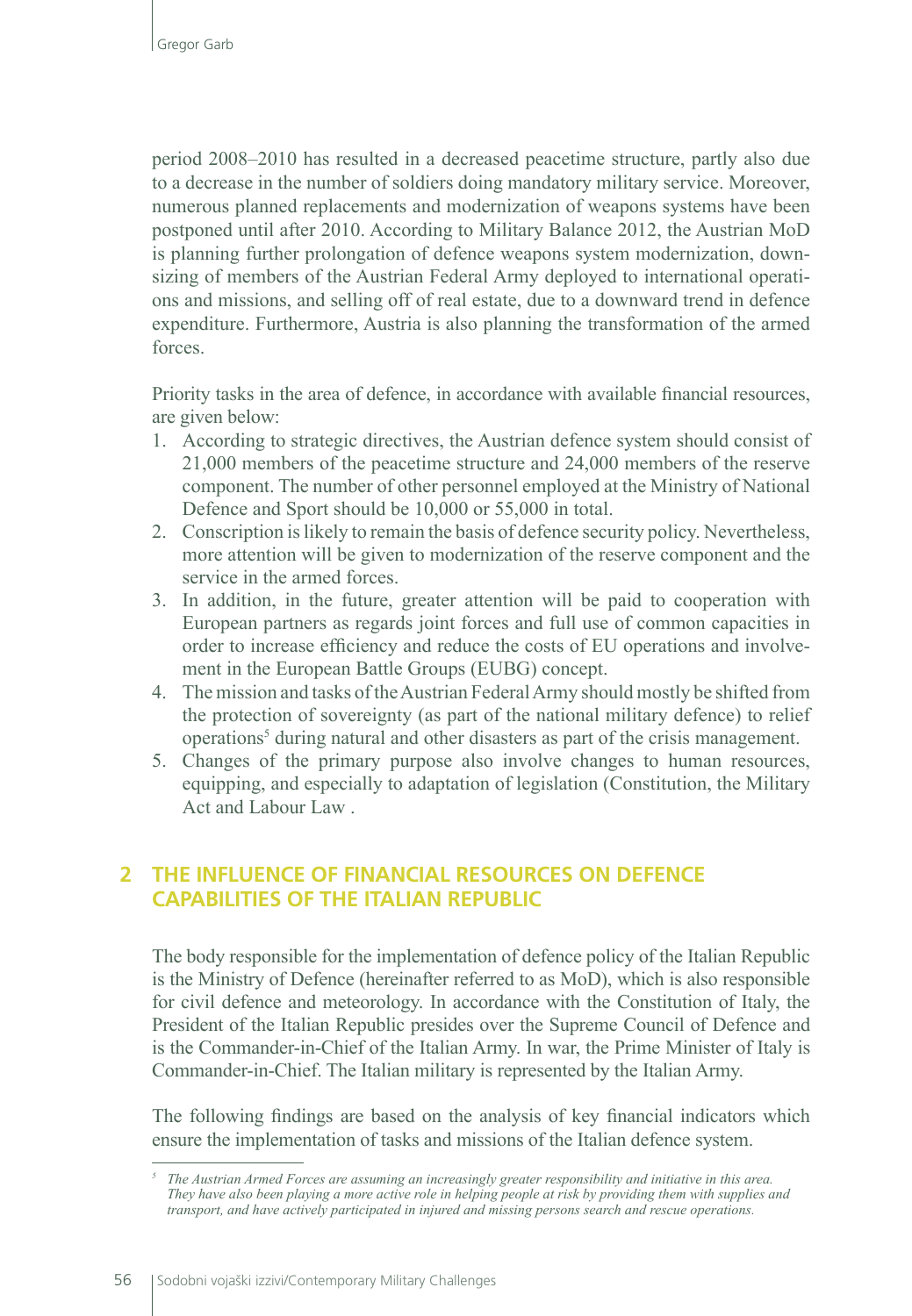period 2008–2010 has resulted in a decreased peacetime structure, partly also due to a decrease in the number of soldiers doing mandatory military service. Moreover, numerous planned replacements and modernization of weapons systems have been postponed until after 2010. According to Military Balance 2012, the Austrian MoD is planning further prolongation of defence weapons system modernization, downsizing of members of the Austrian Federal Army deployed to international operations and missions, and selling off of real estate, due to a downward trend in defence expenditure. Furthermore, Austria is also planning the transformation of the armed forces.

Priority tasks in the area of defence, in accordance with available financial resources, are given below:

1. According to strategic directives, the Austrian defence system should consist of 21,000 members of the peacetime structure and 24,000 members of the reserve component. The number of other personnel employed at the Ministry of National Defence and Sport should be 10,000 or 55,000 in total.
2. Conscription is likely to remain the basis of defence security policy. Nevertheless, more attention will be given to modernization of the reserve component and the service in the armed forces.
3. In addition, in the future, greater attention will be paid to cooperation with European partners as regards joint forces and full use of common capacities in order to increase efficiency and reduce the costs of EU operations and involvement in the European Battle Groups (EUBG) concept.
4. The mission and tasks of the Austrian Federal Army should mostly be shifted from the protection of sovereignty (as part of the national military defence) to relief operations[5] during natural and other disasters as part of the crisis management.
5. Changes of the primary purpose also involve changes to human resources, equipping, and especially to adaptation of legislation (Constitution, the Military Act and Labour Law .

## 2 THE INFLUENCE OF FINANCIAL RESOURCES ON DEFENCE CAPABILITIES OF THE ITALIAN REPUBLIC

The body responsible for the implementation of defence policy of the Italian Republic is the Ministry of Defence (hereinafter referred to as MoD), which is also responsible for civil defence and meteorology. In accordance with the Constitution of Italy, the President of the Italian Republic presides over the Supreme Council of Defence and is the Commander-in-Chief of the Italian Army. In war, the Prime Minister of Italy is Commander-in-Chief. The Italian military is represented by the Italian Army.

The following findings are based on the analysis of key financial indicators which ensure the implementation of tasks and missions of the Italian defence system.

[5] *The Austrian Armed Forces are assuming an increasingly greater responsibility and initiative in this area. They have also been playing a more active role in helping people at risk by providing them with supplies and transport, and have actively participated in injured and missing persons search and rescue operations.*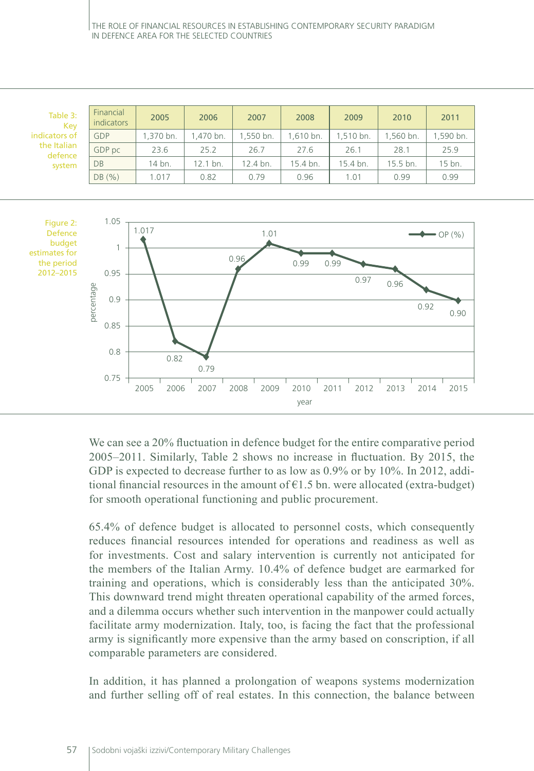Table 3: Key indicators of the Italian defence system

| Financial indicators | 2005 | 2006 | 2007 | 2008 | 2009 | 2010 | 2011 |
|---|---|---|---|---|---|---|---|
| GDP | 1,370 bn. | 1,470 bn. | 1,550 bn. | 1,610 bn. | 1,510 bn. | 1,560 bn. | 1,590 bn. |
| GDP pc | 23.6 | 25.2 | 26.7 | 27.6 | 26.1 | 28.1 | 25.9 |
| DB | 14 bn. | 12.1 bn. | 12.4 bn. | 15.4 bn. | 15.4 bn. | 15.5 bn. | 15 bn. |
| DB (%) | 1.017 | 0.82 | 0.79 | 0.96 | 1.01 | 0.99 | 0.99 |

Figure 2: Defence budget estimates for the period 2012–2015

| year | 2005 | 2006 | 2007 | 2008 | 2009 | 2010 | 2011 | 2012 | 2013 | 2014 | 2015 |
|---|---|---|---|---|---|---|---|---|---|---|---|
| OP (%) | 1.017 | 0.82 | 0.79 | 0.96 | 1.01 | 0.99 | 0.99 | 0.97 | 0.96 | 0.92 | 0.90 |

We can see a 20% fluctuation in defence budget for the entire comparative period 2005–2011. Similarly, Table 2 shows no increase in fluctuation. By 2015, the GDP is expected to decrease further to as low as 0.9% or by 10%. In 2012, additional financial resources in the amount of €1.5 bn. were allocated (extra-budget) for smooth operational functioning and public procurement.

65.4% of defence budget is allocated to personnel costs, which consequently reduces financial resources intended for operations and readiness as well as for investments. Cost and salary intervention is currently not anticipated for the members of the Italian Army. 10.4% of defence budget are earmarked for training and operations, which is considerably less than the anticipated 30%. This downward trend might threaten operational capability of the armed forces, and a dilemma occurs whether such intervention in the manpower could actually facilitate army modernization. Italy, too, is facing the fact that the professional army is significantly more expensive than the army based on conscription, if all comparable parameters are considered.

In addition, it has planned a prolongation of weapons systems modernization and further selling off of real estates. In this connection, the balance between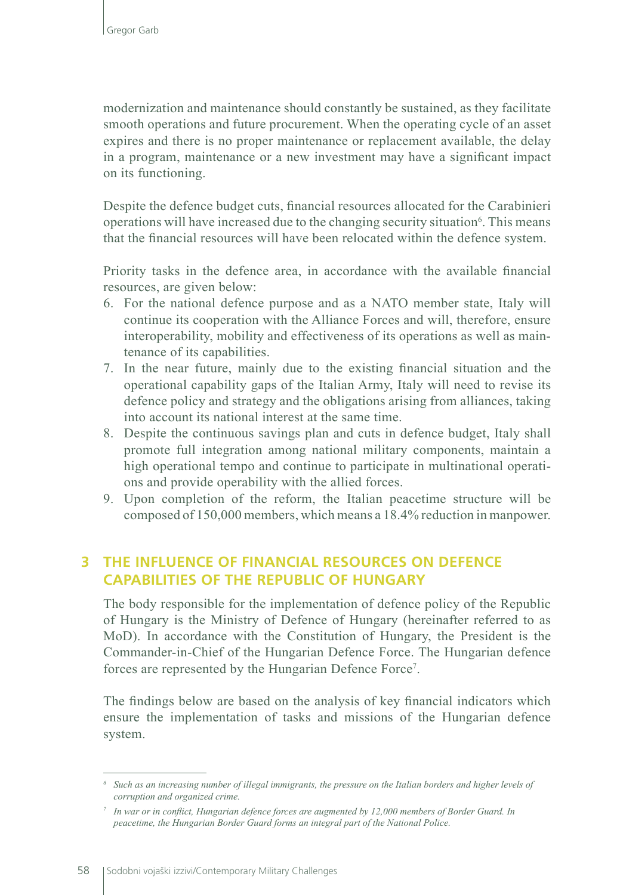modernization and maintenance should constantly be sustained, as they facilitate smooth operations and future procurement. When the operating cycle of an asset expires and there is no proper maintenance or replacement available, the delay in a program, maintenance or a new investment may have a significant impact on its functioning.

Despite the defence budget cuts, financial resources allocated for the Carabinieri operations will have increased due to the changing security situation[6]. This means that the financial resources will have been relocated within the defence system.

Priority tasks in the defence area, in accordance with the available financial resources, are given below:

6. For the national defence purpose and as a NATO member state, Italy will continue its cooperation with the Alliance Forces and will, therefore, ensure interoperability, mobility and effectiveness of its operations as well as maintenance of its capabilities.
7. In the near future, mainly due to the existing financial situation and the operational capability gaps of the Italian Army, Italy will need to revise its defence policy and strategy and the obligations arising from alliances, taking into account its national interest at the same time.
8. Despite the continuous savings plan and cuts in defence budget, Italy shall promote full integration among national military components, maintain a high operational tempo and continue to participate in multinational operations and provide operability with the allied forces.
9. Upon completion of the reform, the Italian peacetime structure will be composed of 150,000 members, which means a 18.4% reduction in manpower.

## 3 THE INFLUENCE OF FINANCIAL RESOURCES ON DEFENCE CAPABILITIES OF THE REPUBLIC OF HUNGARY

The body responsible for the implementation of defence policy of the Republic of Hungary is the Ministry of Defence of Hungary (hereinafter referred to as MoD). In accordance with the Constitution of Hungary, the President is the Commander-in-Chief of the Hungarian Defence Force. The Hungarian defence forces are represented by the Hungarian Defence Force[7].

The findings below are based on the analysis of key financial indicators which ensure the implementation of tasks and missions of the Hungarian defence system.

---

[6] *Such as an increasing number of illegal immigrants, the pressure on the Italian borders and higher levels of corruption and organized crime.*

[7] *In war or in conflict, Hungarian defence forces are augmented by 12,000 members of Border Guard. In peacetime, the Hungarian Border Guard forms an integral part of the National Police.*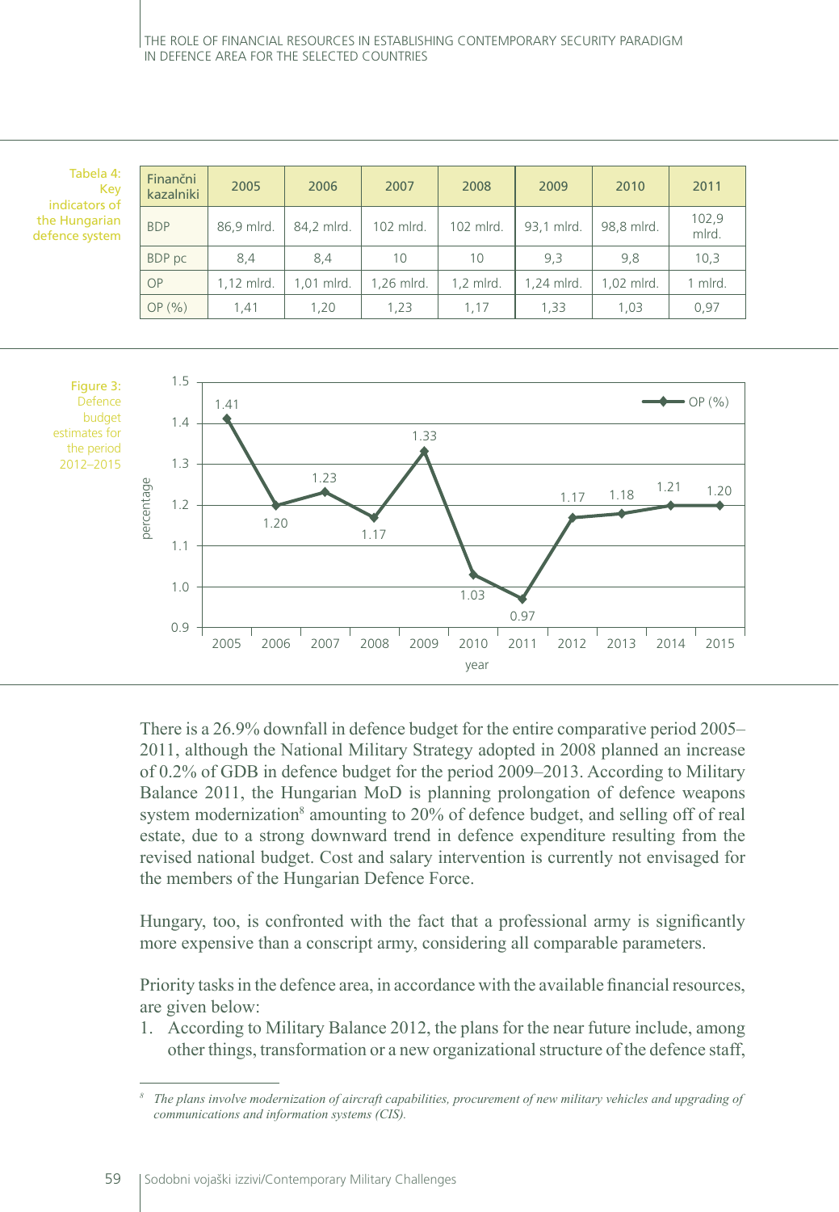Tabela 4: Key indicators of the Hungarian defence system

| Finančni kazalniki | 2005 | 2006 | 2007 | 2008 | 2009 | 2010 | 2011 |
|---|---|---|---|---|---|---|---|
| BDP | 86,9 mlrd. | 84,2 mlrd. | 102 mlrd. | 102 mlrd. | 93,1 mlrd. | 98,8 mlrd. | 102,9 mlrd. |
| BDP pc | 8,4 | 8,4 | 10 | 10 | 9,3 | 9,8 | 10,3 |
| OP | 1,12 mlrd. | 1,01 mlrd. | 1,26 mlrd. | 1,2 mlrd. | 1,24 mlrd. | 1,02 mlrd. | 1 mlrd. |
| OP (%) | 1,41 | 1,20 | 1,23 | 1,17 | 1,33 | 1,03 | 0,97 |

Figure 3: Defence budget estimates for the period 2012–2015

| year | 2005 | 2006 | 2007 | 2008 | 2009 | 2010 | 2011 | 2012 | 2013 | 2014 | 2015 |
|---|---|---|---|---|---|---|---|---|---|---|---|
| OP (%) | 1.41 | 1.20 | 1.23 | 1.17 | 1.33 | 1.03 | 0.97 | 1.17 | 1.18 | 1.21 | 1.20 |

There is a 26.9% downfall in defence budget for the entire comparative period 2005–2011, although the National Military Strategy adopted in 2008 planned an increase of 0.2% of GDB in defence budget for the period 2009–2013. According to Military Balance 2011, the Hungarian MoD is planning prolongation of defence weapons system modernization[8] amounting to 20% of defence budget, and selling off of real estate, due to a strong downward trend in defence expenditure resulting from the revised national budget. Cost and salary intervention is currently not envisaged for the members of the Hungarian Defence Force.

Hungary, too, is confronted with the fact that a professional army is significantly more expensive than a conscript army, considering all comparable parameters.

Priority tasks in the defence area, in accordance with the available financial resources, are given below:

1. According to Military Balance 2012, the plans for the near future include, among other things, transformation or a new organizational structure of the defence staff,

[8] *The plans involve modernization of aircraft capabilities, procurement of new military vehicles and upgrading of communications and information systems (CIS).*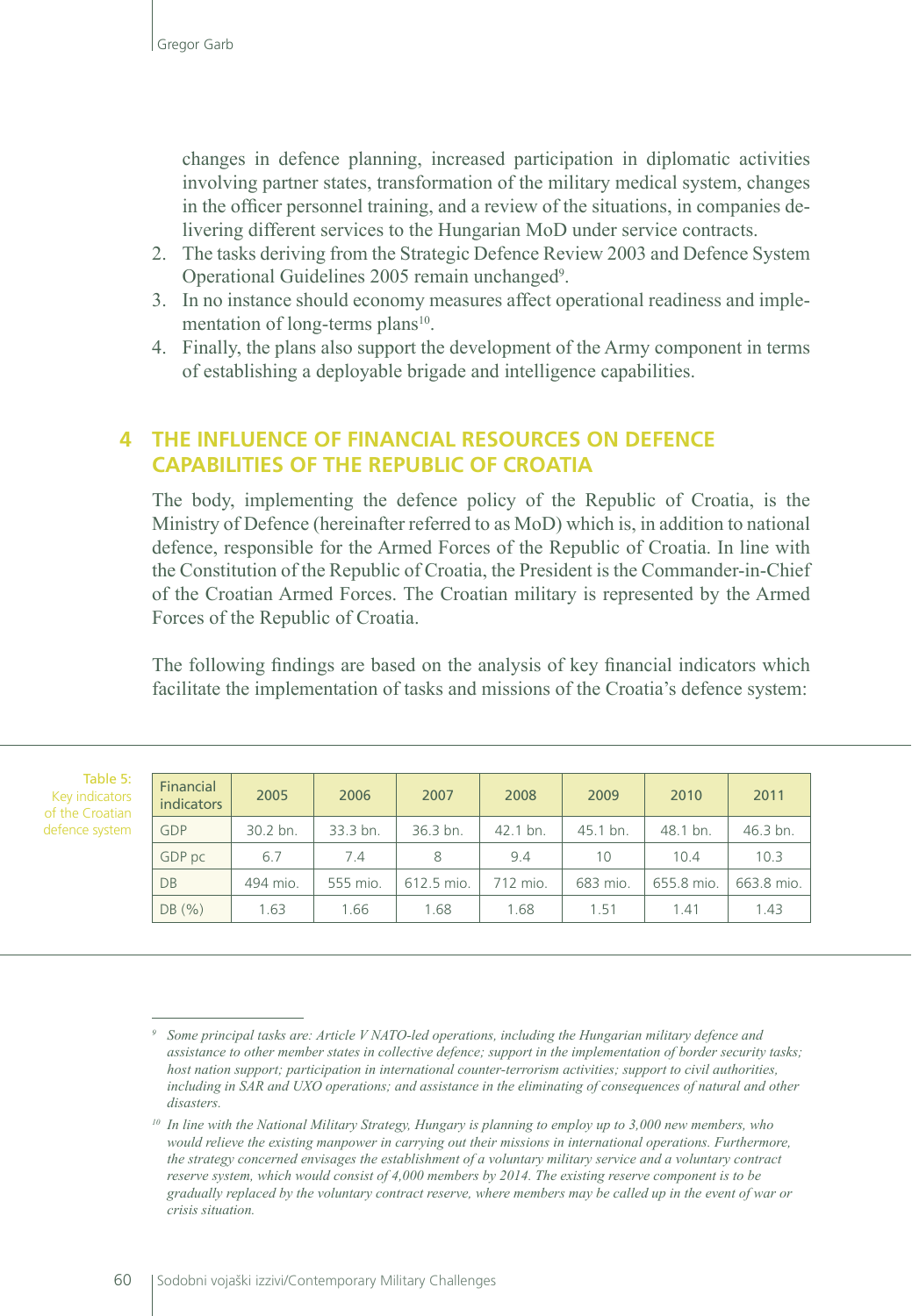changes in defence planning, increased participation in diplomatic activities involving partner states, transformation of the military medical system, changes in the officer personnel training, and a review of the situations, in companies delivering different services to the Hungarian MoD under service contracts.

2. The tasks deriving from the Strategic Defence Review 2003 and Defence System Operational Guidelines 2005 remain unchanged[9].
3. In no instance should economy measures affect operational readiness and implementation of long-terms plans[10].
4. Finally, the plans also support the development of the Army component in terms of establishing a deployable brigade and intelligence capabilities.

## 4 THE INFLUENCE OF FINANCIAL RESOURCES ON DEFENCE CAPABILITIES OF THE REPUBLIC OF CROATIA

The body, implementing the defence policy of the Republic of Croatia, is the Ministry of Defence (hereinafter referred to as MoD) which is, in addition to national defence, responsible for the Armed Forces of the Republic of Croatia. In line with the Constitution of the Republic of Croatia, the President is the Commander-in-Chief of the Croatian Armed Forces. The Croatian military is represented by the Armed Forces of the Republic of Croatia.

The following findings are based on the analysis of key financial indicators which facilitate the implementation of tasks and missions of the Croatia's defence system:

Table 5: Key indicators of the Croatian defence system

| Financial indicators | 2005 | 2006 | 2007 | 2008 | 2009 | 2010 | 2011 |
|---|---|---|---|---|---|---|---|
| GDP | 30.2 bn. | 33.3 bn. | 36.3 bn. | 42.1 bn. | 45.1 bn. | 48.1 bn. | 46.3 bn. |
| GDP pc | 6.7 | 7.4 | 8 | 9.4 | 10 | 10.4 | 10.3 |
| DB | 494 mio. | 555 mio. | 612.5 mio. | 712 mio. | 683 mio. | 655.8 mio. | 663.8 mio. |
| DB (%) | 1.63 | 1.66 | 1.68 | 1.68 | 1.51 | 1.41 | 1.43 |

---

[9] *Some principal tasks are: Article V NATO-led operations, including the Hungarian military defence and assistance to other member states in collective defence; support in the implementation of border security tasks; host nation support; participation in international counter-terrorism activities; support to civil authorities, including in SAR and UXO operations; and assistance in the eliminating of consequences of natural and other disasters.*

[10] *In line with the National Military Strategy, Hungary is planning to employ up to 3,000 new members, who would relieve the existing manpower in carrying out their missions in international operations. Furthermore, the strategy concerned envisages the establishment of a voluntary military service and a voluntary contract reserve system, which would consist of 4,000 members by 2014. The existing reserve component is to be gradually replaced by the voluntary contract reserve, where members may be called up in the event of war or crisis situation.*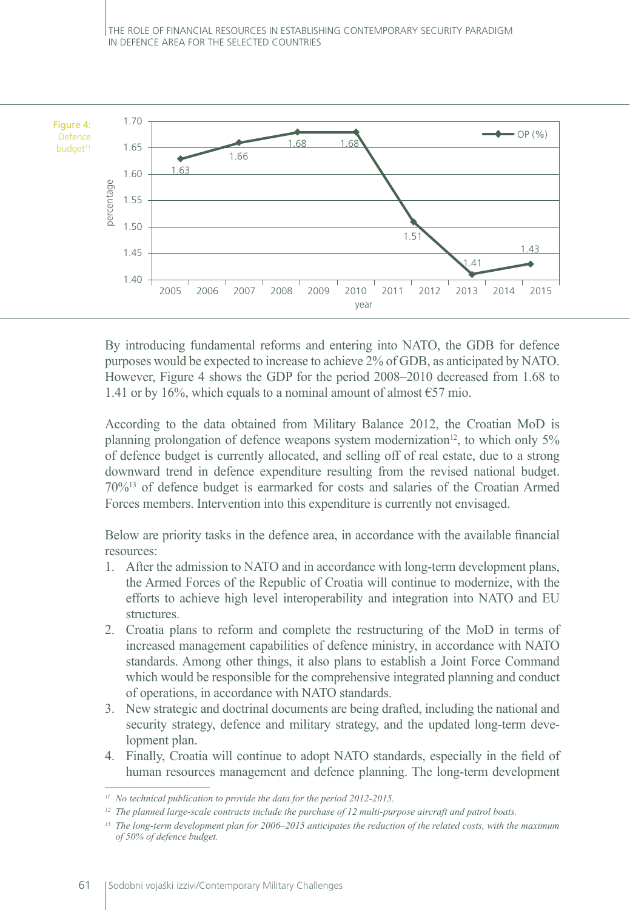Figure 4: Defence budget[11]

| year | OP (%) |
|---|---|
| 2005 | 1.63 |
| 2007 | 1.66 |
| 2008 | 1.68 |
| 2010 | 1.68 |
| 2012 | 1.51 |
| 2013 | 1.41 |
| 2015 | 1.43 |

By introducing fundamental reforms and entering into NATO, the GDB for defence purposes would be expected to increase to achieve 2% of GDB, as anticipated by NATO. However, Figure 4 shows the GDP for the period 2008–2010 decreased from 1.68 to 1.41 or by 16%, which equals to a nominal amount of almost €57 mio.

According to the data obtained from Military Balance 2012, the Croatian MoD is planning prolongation of defence weapons system modernization[12], to which only 5% of defence budget is currently allocated, and selling off of real estate, due to a strong downward trend in defence expenditure resulting from the revised national budget. 70%[13] of defence budget is earmarked for costs and salaries of the Croatian Armed Forces members. Intervention into this expenditure is currently not envisaged.

Below are priority tasks in the defence area, in accordance with the available financial resources:

1. After the admission to NATO and in accordance with long-term development plans, the Armed Forces of the Republic of Croatia will continue to modernize, with the efforts to achieve high level interoperability and integration into NATO and EU structures.
2. Croatia plans to reform and complete the restructuring of the MoD in terms of increased management capabilities of defence ministry, in accordance with NATO standards. Among other things, it also plans to establish a Joint Force Command which would be responsible for the comprehensive integrated planning and conduct of operations, in accordance with NATO standards.
3. New strategic and doctrinal documents are being drafted, including the national and security strategy, defence and military strategy, and the updated long-term development plan.
4. Finally, Croatia will continue to adopt NATO standards, especially in the field of human resources management and defence planning. The long-term development

---

[11] *No technical publication to provide the data for the period 2012-2015.*

[12] *The planned large-scale contracts include the purchase of 12 multi-purpose aircraft and patrol boats.*

[13] *The long-term development plan for 2006–2015 anticipates the reduction of the related costs, with the maximum of 50% of defence budget.*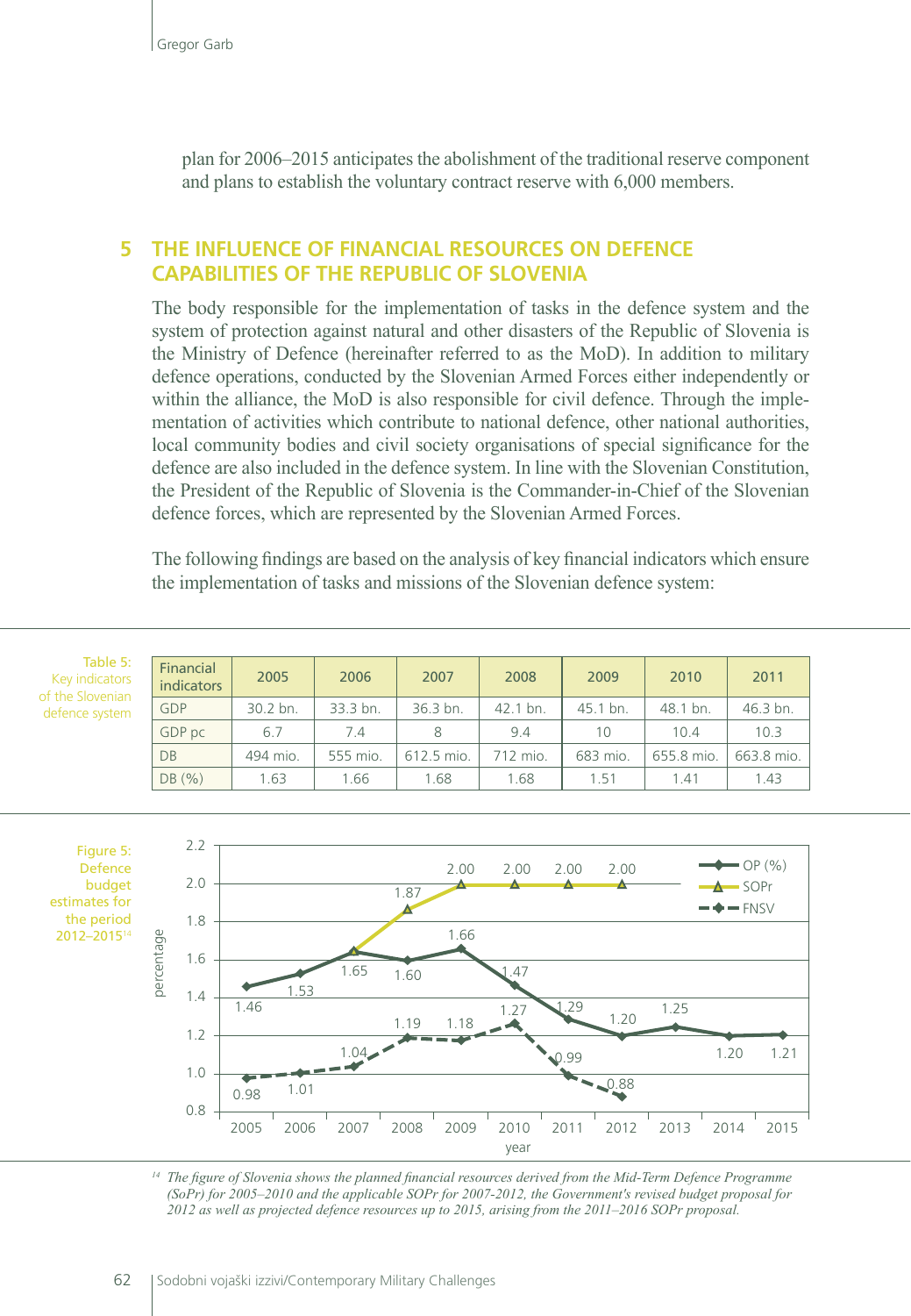plan for 2006–2015 anticipates the abolishment of the traditional reserve component and plans to establish the voluntary contract reserve with 6,000 members.

## 5 THE INFLUENCE OF FINANCIAL RESOURCES ON DEFENCE CAPABILITIES OF THE REPUBLIC OF SLOVENIA

The body responsible for the implementation of tasks in the defence system and the system of protection against natural and other disasters of the Republic of Slovenia is the Ministry of Defence (hereinafter referred to as the MoD). In addition to military defence operations, conducted by the Slovenian Armed Forces either independently or within the alliance, the MoD is also responsible for civil defence. Through the implementation of activities which contribute to national defence, other national authorities, local community bodies and civil society organisations of special significance for the defence are also included in the defence system. In line with the Slovenian Constitution, the President of the Republic of Slovenia is the Commander-in-Chief of the Slovenian defence forces, which are represented by the Slovenian Armed Forces.

The following findings are based on the analysis of key financial indicators which ensure the implementation of tasks and missions of the Slovenian defence system:

Table 5: Key indicators of the Slovenian defence system

| Financial indicators | 2005 | 2006 | 2007 | 2008 | 2009 | 2010 | 2011 |
|---|---|---|---|---|---|---|---|
| GDP | 30.2 bn. | 33.3 bn. | 36.3 bn. | 42.1 bn. | 45.1 bn. | 48.1 bn. | 46.3 bn. |
| GDP pc | 6.7 | 7.4 | 8 | 9.4 | 10 | 10.4 | 10.3 |
| DB | 494 mio. | 555 mio. | 612.5 mio. | 712 mio. | 683 mio. | 655.8 mio. | 663.8 mio. |
| DB (%) | 1.63 | 1.66 | 1.68 | 1.68 | 1.51 | 1.41 | 1.43 |

Figure 5: Defence budget estimates for the period 2012–2015[14]

| year | OP (%) | SOPr | FNSV |
|---|---|---|---|
| 2005 | 1.46 | | 0.98 |
| 2006 | 1.53 | | 1.01 |
| 2007 | 1.65 | 1.65 | 1.04 |
| 2008 | 1.60 | 1.87 | 1.19 |
| 2009 | 1.66 | 2.00 | 1.18 |
| 2010 | 1.47 | 2.00 | 1.27 |
| 2011 | 1.29 | 2.00 | 0.99 |
| 2012 | 1.20 | 2.00 | 0.88 |
| 2013 | 1.25 | | |
| 2014 | 1.20 | | |
| 2015 | 1.21 | | |

[14] *The figure of Slovenia shows the planned financial resources derived from the Mid-Term Defence Programme (SoPr) for 2005–2010 and the applicable SOPr for 2007-2012, the Government's revised budget proposal for 2012 as well as projected defence resources up to 2015, arising from the 2011–2016 SOPr proposal.*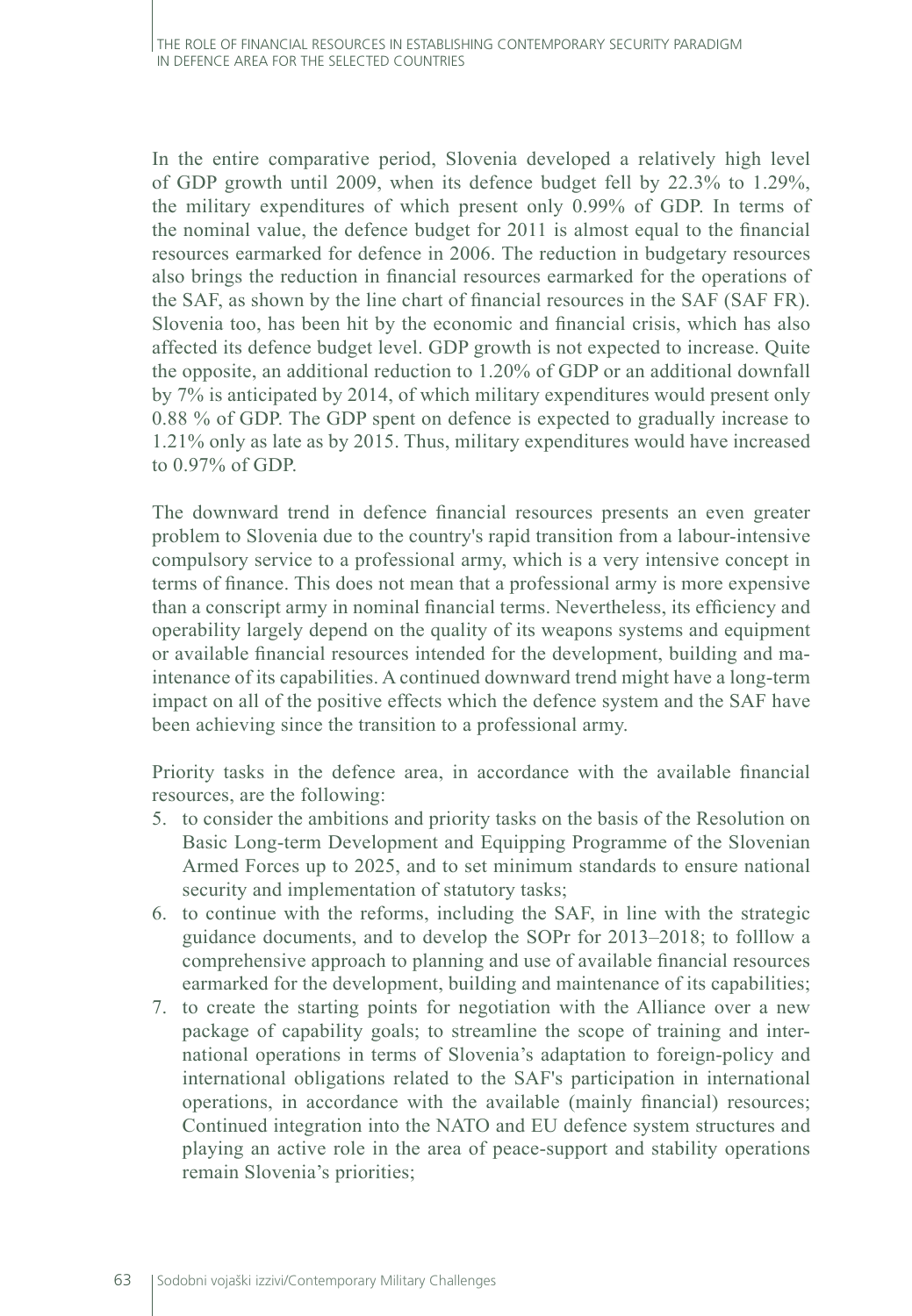In the entire comparative period, Slovenia developed a relatively high level of GDP growth until 2009, when its defence budget fell by 22.3% to 1.29%, the military expenditures of which present only 0.99% of GDP. In terms of the nominal value, the defence budget for 2011 is almost equal to the financial resources earmarked for defence in 2006. The reduction in budgetary resources also brings the reduction in financial resources earmarked for the operations of the SAF, as shown by the line chart of financial resources in the SAF (SAF FR). Slovenia too, has been hit by the economic and financial crisis, which has also affected its defence budget level. GDP growth is not expected to increase. Quite the opposite, an additional reduction to 1.20% of GDP or an additional downfall by 7% is anticipated by 2014, of which military expenditures would present only 0.88 % of GDP. The GDP spent on defence is expected to gradually increase to 1.21% only as late as by 2015. Thus, military expenditures would have increased to 0.97% of GDP.

The downward trend in defence financial resources presents an even greater problem to Slovenia due to the country's rapid transition from a labour-intensive compulsory service to a professional army, which is a very intensive concept in terms of finance. This does not mean that a professional army is more expensive than a conscript army in nominal financial terms. Nevertheless, its efficiency and operability largely depend on the quality of its weapons systems and equipment or available financial resources intended for the development, building and maintenance of its capabilities. A continued downward trend might have a long-term impact on all of the positive effects which the defence system and the SAF have been achieving since the transition to a professional army.

Priority tasks in the defence area, in accordance with the available financial resources, are the following:

5. to consider the ambitions and priority tasks on the basis of the Resolution on Basic Long-term Development and Equipping Programme of the Slovenian Armed Forces up to 2025, and to set minimum standards to ensure national security and implementation of statutory tasks;
6. to continue with the reforms, including the SAF, in line with the strategic guidance documents, and to develop the SOPr for 2013–2018; to folllow a comprehensive approach to planning and use of available financial resources earmarked for the development, building and maintenance of its capabilities;
7. to create the starting points for negotiation with the Alliance over a new package of capability goals; to streamline the scope of training and international operations in terms of Slovenia's adaptation to foreign-policy and international obligations related to the SAF's participation in international operations, in accordance with the available (mainly financial) resources; Continued integration into the NATO and EU defence system structures and playing an active role in the area of peace-support and stability operations remain Slovenia's priorities;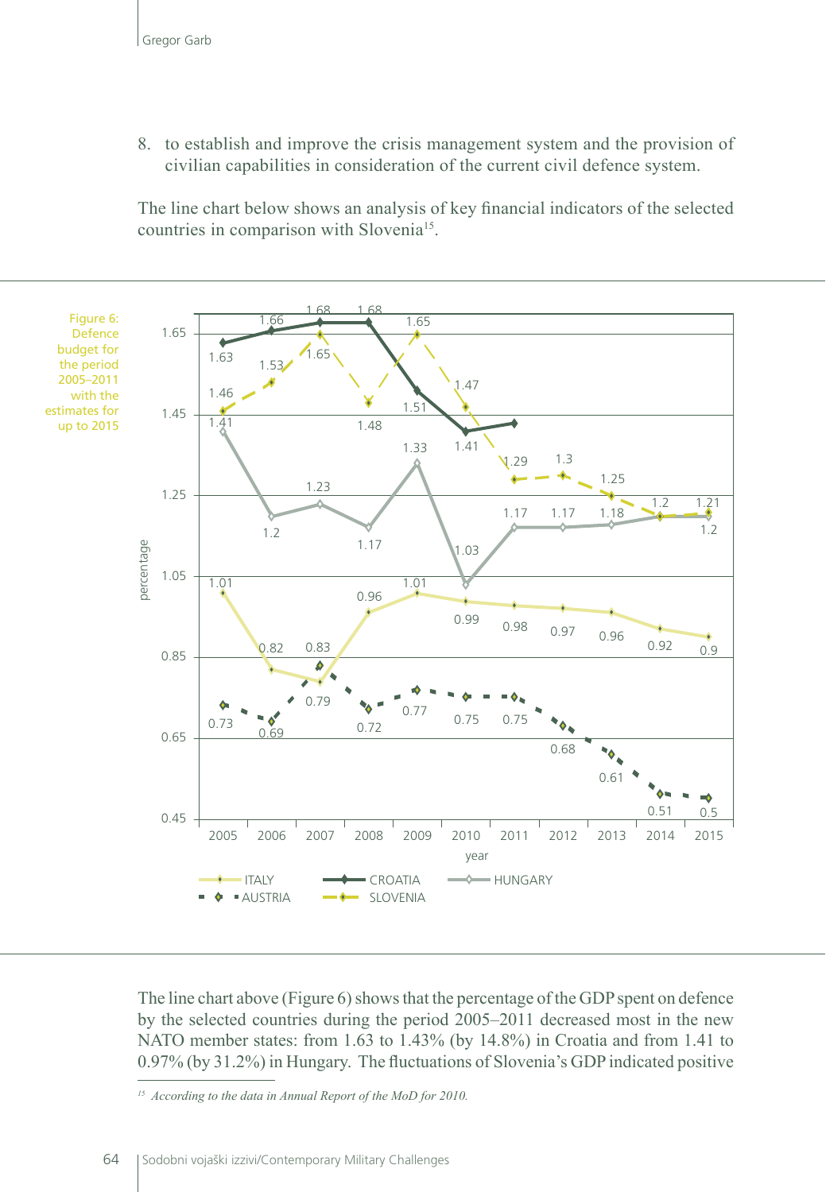8. to establish and improve the crisis management system and the provision of civilian capabilities in consideration of the current civil defence system.

The line chart below shows an analysis of key financial indicators of the selected countries in comparison with Slovenia[15].

Figure 6: Defence budget for the period 2005–2011 with the estimates for up to 2015

| year | ITALY | CROATIA | HUNGARY | AUSTRIA | SLOVENIA |
|---|---|---|---|---|---|
| 2005 | 1.01 | 1.63 | 1.41 | 0.73 | 1.46 |
| 2006 | 0.82 | 1.66 | 1.2 | 0.69 | 1.53 |
| 2007 | 0.79 | 1.68 | 1.23 | 0.83 | 1.65 |
| 2008 | 0.96 | 1.68 | 1.17 | 0.72 | 1.48 |
| 2009 | 1.01 | 1.51 | 1.33 | 0.77 | 1.65 |
| 2010 | 0.99 | 1.41 | 1.03 | 0.75 | 1.47 |
| 2011 | 0.98 | | 1.17 | 0.75 | 1.29 |
| 2012 | 0.97 | | 1.17 | 0.68 | 1.3 |
| 2013 | 0.96 | | 1.18 | 0.61 | 1.25 |
| 2014 | 0.92 | | | 0.51 | 1.2 |
| 2015 | 0.9 | | 1.2 | 0.5 | 1.21 |

(y-axis: percentage; x-axis: year)

The line chart above (Figure 6) shows that the percentage of the GDP spent on defence by the selected countries during the period 2005–2011 decreased most in the new NATO member states: from 1.63 to 1.43% (by 14.8%) in Croatia and from 1.41 to 0.97% (by 31.2%) in Hungary. The fluctuations of Slovenia's GDP indicated positive

[15] *According to the data in Annual Report of the MoD for 2010.*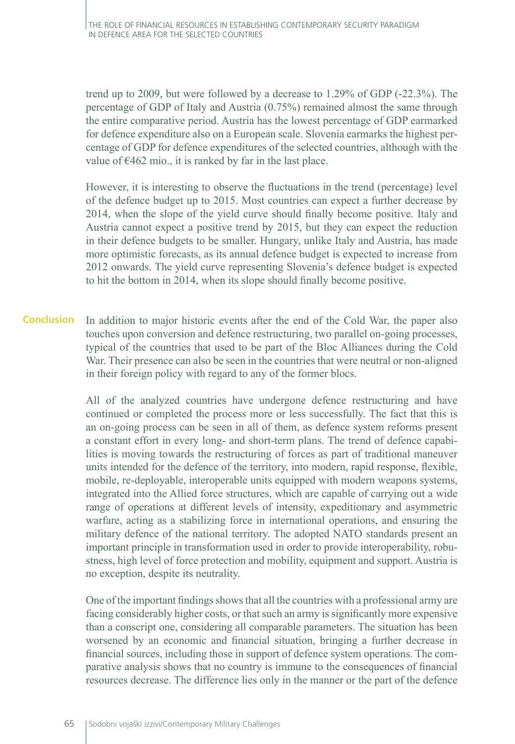trend up to 2009, but were followed by a decrease to 1.29% of GDP (-22.3%). The percentage of GDP of Italy and Austria (0.75%) remained almost the same through the entire comparative period. Austria has the lowest percentage of GDP earmarked for defence expenditure also on a European scale. Slovenia earmarks the highest percentage of GDP for defence expenditures of the selected countries, although with the value of €462 mio., it is ranked by far in the last place.

However, it is interesting to observe the fluctuations in the trend (percentage) level of the defence budget up to 2015. Most countries can expect a further decrease by 2014, when the slope of the yield curve should finally become positive. Italy and Austria cannot expect a positive trend by 2015, but they can expect the reduction in their defence budgets to be smaller. Hungary, unlike Italy and Austria, has made more optimistic forecasts, as its annual defence budget is expected to increase from 2012 onwards. The yield curve representing Slovenia's defence budget is expected to hit the bottom in 2014, when its slope should finally become positive.

## Conclusion

In addition to major historic events after the end of the Cold War, the paper also touches upon conversion and defence restructuring, two parallel on-going processes, typical of the countries that used to be part of the Bloc Alliances during the Cold War. Their presence can also be seen in the countries that were neutral or non-aligned in their foreign policy with regard to any of the former blocs.

All of the analyzed countries have undergone defence restructuring and have continued or completed the process more or less successfully. The fact that this is an on-going process can be seen in all of them, as defence system reforms present a constant effort in every long- and short-term plans. The trend of defence capabilities is moving towards the restructuring of forces as part of traditional maneuver units intended for the defence of the territory, into modern, rapid response, flexible, mobile, re-deployable, interoperable units equipped with modern weapons systems, integrated into the Allied force structures, which are capable of carrying out a wide range of operations at different levels of intensity, expeditionary and asymmetric warfare, acting as a stabilizing force in international operations, and ensuring the military defence of the national territory. The adopted NATO standards present an important principle in transformation used in order to provide interoperability, robustness, high level of force protection and mobility, equipment and support. Austria is no exception, despite its neutrality.

One of the important findings shows that all the countries with a professional army are facing considerably higher costs, or that such an army is significantly more expensive than a conscript one, considering all comparable parameters. The situation has been worsened by an economic and financial situation, bringing a further decrease in financial sources, including those in support of defence system operations. The comparative analysis shows that no country is immune to the consequences of financial resources decrease. The difference lies only in the manner or the part of the defence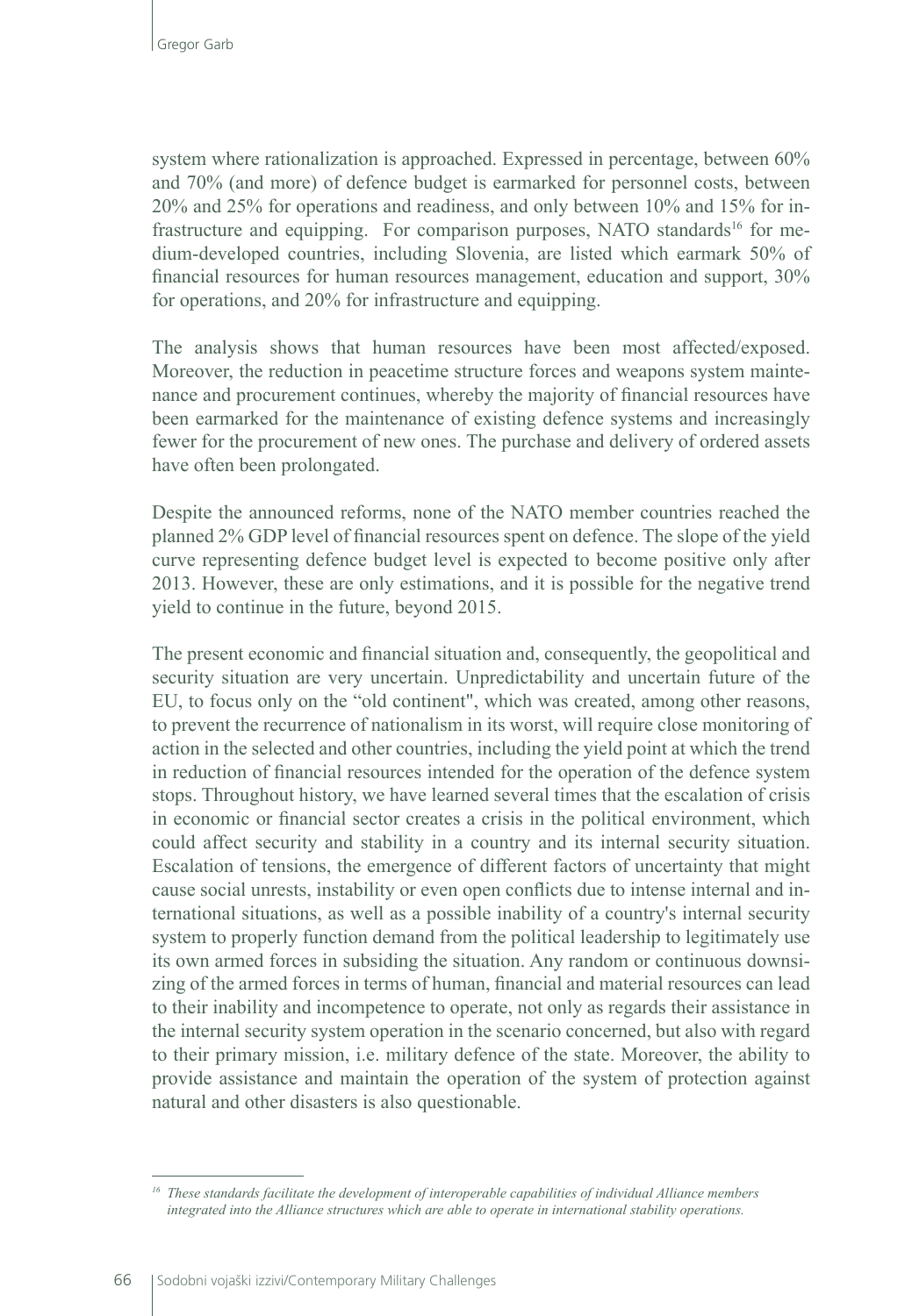system where rationalization is approached. Expressed in percentage, between 60% and 70% (and more) of defence budget is earmarked for personnel costs, between 20% and 25% for operations and readiness, and only between 10% and 15% for infrastructure and equipping. For comparison purposes, NATO standards[16] for medium-developed countries, including Slovenia, are listed which earmark 50% of financial resources for human resources management, education and support, 30% for operations, and 20% for infrastructure and equipping.

The analysis shows that human resources have been most affected/exposed. Moreover, the reduction in peacetime structure forces and weapons system maintenance and procurement continues, whereby the majority of financial resources have been earmarked for the maintenance of existing defence systems and increasingly fewer for the procurement of new ones. The purchase and delivery of ordered assets have often been prolongated.

Despite the announced reforms, none of the NATO member countries reached the planned 2% GDP level of financial resources spent on defence. The slope of the yield curve representing defence budget level is expected to become positive only after 2013. However, these are only estimations, and it is possible for the negative trend yield to continue in the future, beyond 2015.

The present economic and financial situation and, consequently, the geopolitical and security situation are very uncertain. Unpredictability and uncertain future of the EU, to focus only on the "old continent", which was created, among other reasons, to prevent the recurrence of nationalism in its worst, will require close monitoring of action in the selected and other countries, including the yield point at which the trend in reduction of financial resources intended for the operation of the defence system stops. Throughout history, we have learned several times that the escalation of crisis in economic or financial sector creates a crisis in the political environment, which could affect security and stability in a country and its internal security situation. Escalation of tensions, the emergence of different factors of uncertainty that might cause social unrests, instability or even open conflicts due to intense internal and international situations, as well as a possible inability of a country's internal security system to properly function demand from the political leadership to legitimately use its own armed forces in subsiding the situation. Any random or continuous downsizing of the armed forces in terms of human, financial and material resources can lead to their inability and incompetence to operate, not only as regards their assistance in the internal security system operation in the scenario concerned, but also with regard to their primary mission, i.e. military defence of the state. Moreover, the ability to provide assistance and maintain the operation of the system of protection against natural and other disasters is also questionable.

[16] *These standards facilitate the development of interoperable capabilities of individual Alliance members integrated into the Alliance structures which are able to operate in international stability operations.*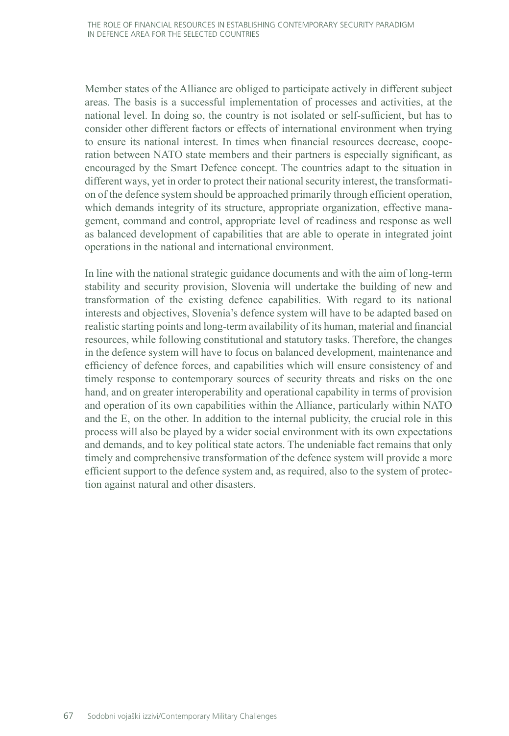Member states of the Alliance are obliged to participate actively in different subject areas. The basis is a successful implementation of processes and activities, at the national level. In doing so, the country is not isolated or self-sufficient, but has to consider other different factors or effects of international environment when trying to ensure its national interest. In times when financial resources decrease, cooperation between NATO state members and their partners is especially significant, as encouraged by the Smart Defence concept. The countries adapt to the situation in different ways, yet in order to protect their national security interest, the transformation of the defence system should be approached primarily through efficient operation, which demands integrity of its structure, appropriate organization, effective management, command and control, appropriate level of readiness and response as well as balanced development of capabilities that are able to operate in integrated joint operations in the national and international environment.

In line with the national strategic guidance documents and with the aim of long-term stability and security provision, Slovenia will undertake the building of new and transformation of the existing defence capabilities. With regard to its national interests and objectives, Slovenia's defence system will have to be adapted based on realistic starting points and long-term availability of its human, material and financial resources, while following constitutional and statutory tasks. Therefore, the changes in the defence system will have to focus on balanced development, maintenance and efficiency of defence forces, and capabilities which will ensure consistency of and timely response to contemporary sources of security threats and risks on the one hand, and on greater interoperability and operational capability in terms of provision and operation of its own capabilities within the Alliance, particularly within NATO and the E, on the other. In addition to the internal publicity, the crucial role in this process will also be played by a wider social environment with its own expectations and demands, and to key political state actors. The undeniable fact remains that only timely and comprehensive transformation of the defence system will provide a more efficient support to the defence system and, as required, also to the system of protection against natural and other disasters.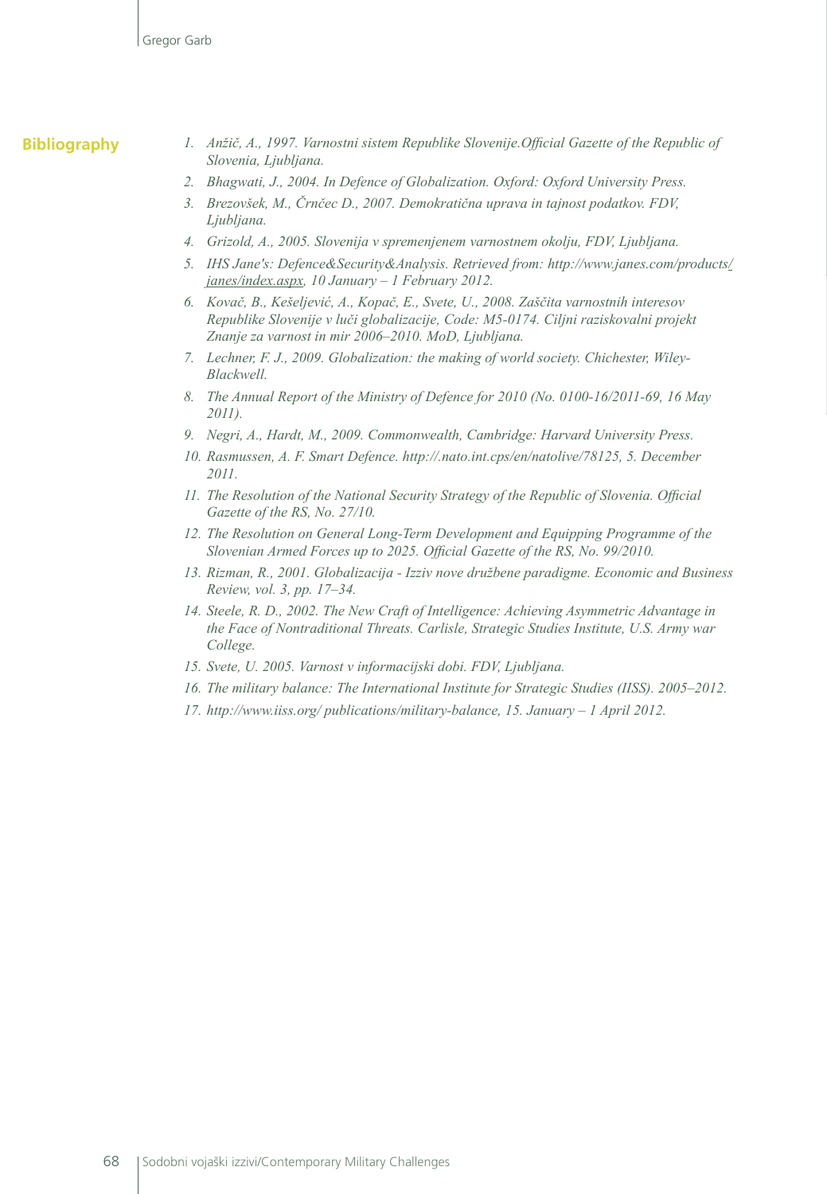## Bibliography

1. *Anžič, A., 1997. Varnostni sistem Republike Slovenije.Official Gazette of the Republic of Slovenia, Ljubljana.*
2. *Bhagwati, J., 2004. In Defence of Globalization. Oxford: Oxford University Press.*
3. *Brezovšek, M., Črnčec D., 2007. Demokratična uprava in tajnost podatkov. FDV, Ljubljana.*
4. *Grizold, A., 2005. Slovenija v spremenjenem varnostnem okolju, FDV, Ljubljana.*
5. *IHS Jane's: Defence&Security&Analysis. Retrieved from: http://www.janes.com/products/janes/index.aspx, 10 January – 1 February 2012.*
6. *Kovač, B., Kešeljević, A., Kopač, E., Svete, U., 2008. Zaščita varnostnih interesov Republike Slovenije v luči globalizacije, Code: M5-0174. Ciljni raziskovalni projekt Znanje za varnost in mir 2006–2010. MoD, Ljubljana.*
7. *Lechner, F. J., 2009. Globalization: the making of world society. Chichester, Wiley-Blackwell.*
8. *The Annual Report of the Ministry of Defence for 2010 (No. 0100-16/2011-69, 16 May 2011).*
9. *Negri, A., Hardt, M., 2009. Commonwealth, Cambridge: Harvard University Press.*
10. *Rasmussen, A. F. Smart Defence. http://.nato.int.cps/en/natolive/78125, 5. December 2011.*
11. *The Resolution of the National Security Strategy of the Republic of Slovenia. Official Gazette of the RS, No. 27/10.*
12. *The Resolution on General Long-Term Development and Equipping Programme of the Slovenian Armed Forces up to 2025. Official Gazette of the RS, No. 99/2010.*
13. *Rizman, R., 2001. Globalizacija - Izziv nove družbene paradigme. Economic and Business Review, vol. 3, pp. 17–34.*
14. *Steele, R. D., 2002. The New Craft of Intelligence: Achieving Asymmetric Advantage in the Face of Nontraditional Threats. Carlisle, Strategic Studies Institute, U.S. Army war College.*
15. *Svete, U. 2005. Varnost v informacijski dobi. FDV, Ljubljana.*
16. *The military balance: The International Institute for Strategic Studies (IISS). 2005–2012.*
17. *http://www.iiss.org/ publications/military-balance, 15. January – 1 April 2012.*